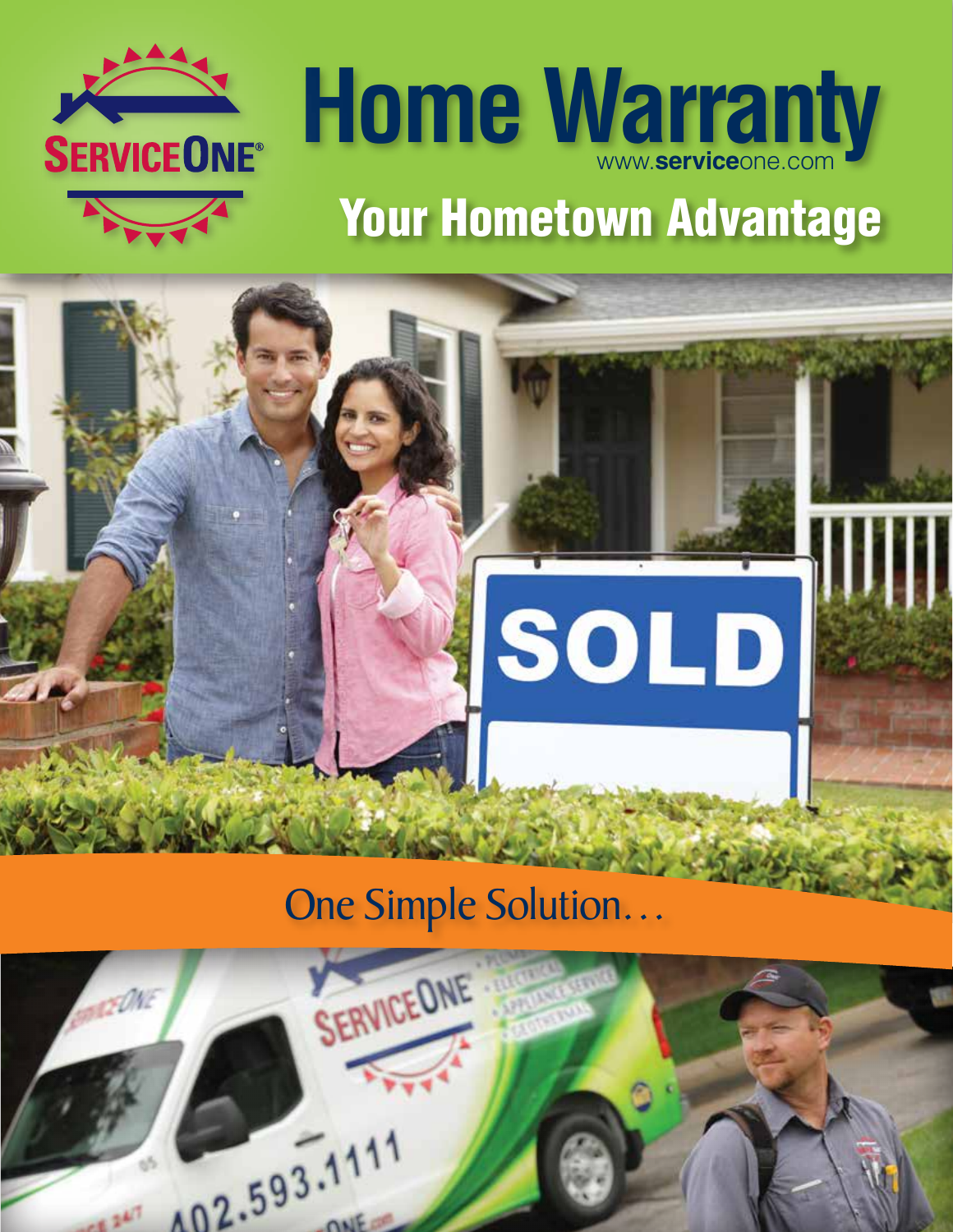# Home Warranty

SERVICEONE®

www.serviceone.com

## Your Hometown Advantage

One Simple Solution…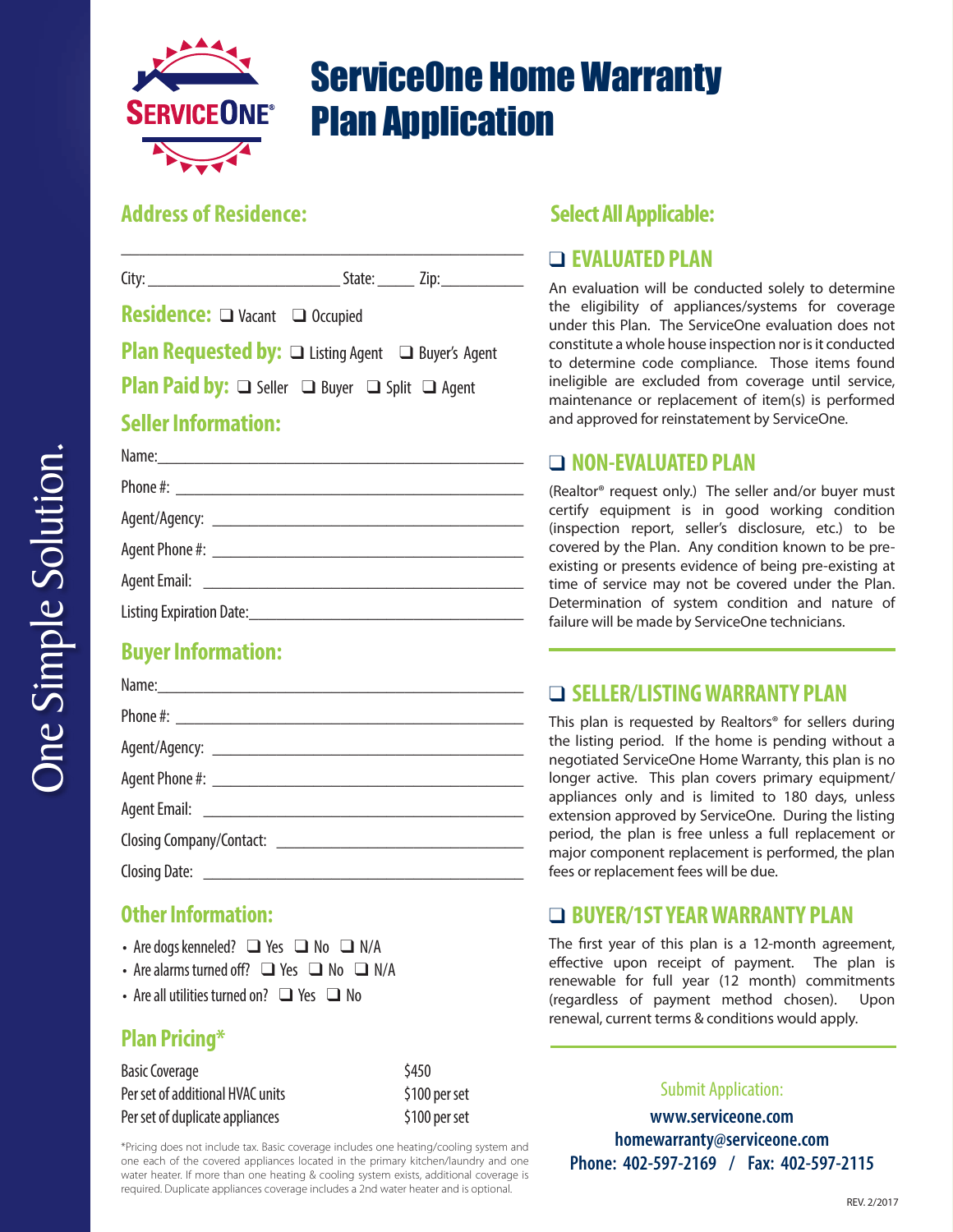# ServiceOne Home Warranty Plan Application

One Simple Solution.

## Address of Residence:

_______________________________________________

City: ________________________ State: _____ Zip: __________

**Residence:** ❑ Vacant ❑ Occupied

**Plan Requested by:** ❑ Listing Agent ❑ Buyer's Agent

**Plan Paid by:** ❑ Seller ❑ Buyer ❑ Split ❑ Agent

## Seller Information:

Name: _______________________________________________

Phone #: _______________________________________________

Agent/Agency: _______________________________________________

Agent Phone #: _______________________________________________

Agent Email: _______________________________________________

Listing Expiration Date: _______________________________________________

## Buyer Information:

Name: _______________________________________________

Phone #: _______________________________________________

Agent/Agency: _______________________________________________

Agent Phone #: _______________________________________________

Agent Email: _______________________________________________

Closing Company/Contact: _______________________________________________

Closing Date: _______________________________________________

## Other Information:

- Are dogs kenneled? ❑ Yes ❑ No ❑ N/A
- Are alarms turned off? ❑ Yes ❑ No ❑ N/A
- Are all utilities turned on? ❑ Yes ❑ No

## Plan Pricing*

| | |
|---|---|
| Basic Coverage | $450 |
| Per set of additional HVAC units | $100 per set |
| Per set of duplicate appliances | $100 per set |

*Pricing does not include tax. Basic coverage includes one heating/cooling system and one each of the covered appliances located in the primary kitchen/laundry and one water heater. If more than one heating & cooling system exists, additional coverage is required. Duplicate appliances coverage includes a 2nd water heater and is optional.

## Select All Applicable:

### ❑ EVALUATED PLAN

An evaluation will be conducted solely to determine the eligibility of appliances/systems for coverage under this Plan. The ServiceOne evaluation does not constitute a whole house inspection nor is it conducted to determine code compliance. Those items found ineligible are excluded from coverage until service, maintenance or replacement of item(s) is performed and approved for reinstatement by ServiceOne.

### ❑ NON-EVALUATED PLAN

(Realtor® request only.) The seller and/or buyer must certify equipment is in good working condition (inspection report, seller's disclosure, etc.) to be covered by the Plan. Any condition known to be pre-existing or presents evidence of being pre-existing at time of service may not be covered under the Plan. Determination of system condition and nature of failure will be made by ServiceOne technicians.

### ❑ SELLER/LISTING WARRANTY PLAN

This plan is requested by Realtors® for sellers during the listing period. If the home is pending without a negotiated ServiceOne Home Warranty, this plan is no longer active. This plan covers primary equipment/appliances only and is limited to 180 days, unless extension approved by ServiceOne. During the listing period, the plan is free unless a full replacement or major component replacement is performed, the plan fees or replacement fees will be due.

### ❑ BUYER/1ST YEAR WARRANTY PLAN

The first year of this plan is a 12-month agreement, effective upon receipt of payment. The plan is renewable for full year (12 month) commitments (regardless of payment method chosen). Upon renewal, current terms & conditions would apply.

Submit Application:

**www.serviceone.com**
**homewarranty@serviceone.com**
**Phone: 402-597-2169 / Fax: 402-597-2115**

REV. 2/2017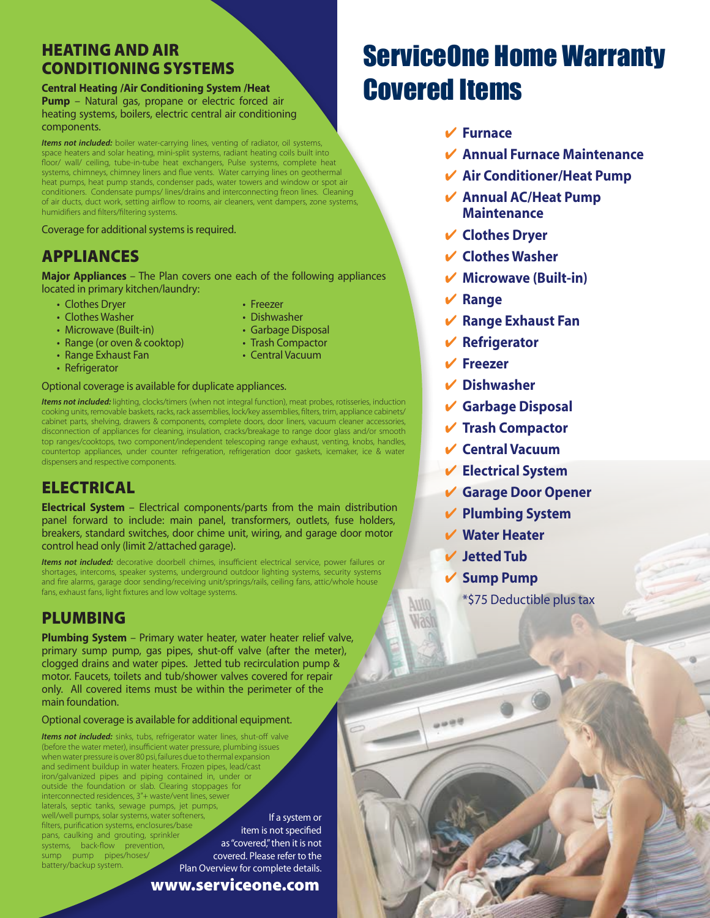## HEATING AND AIR CONDITIONING SYSTEMS

**Central Heating /Air Conditioning System /Heat Pump** – Natural gas, propane or electric forced air heating systems, boilers, electric central air conditioning components.

***Items not included:*** boiler water-carrying lines, venting of radiator, oil systems, space heaters and solar heating, mini-split systems, radiant heating coils built into floor/ wall/ ceiling, tube-in-tube heat exchangers, Pulse systems, complete heat systems, chimneys, chimney liners and flue vents. Water carrying lines on geothermal heat pumps, heat pump stands, condenser pads, water towers and window or spot air conditioners. Condensate pumps/ lines/drains and interconnecting freon lines. Cleaning of air ducts, duct work, setting airflow to rooms, air cleaners, vent dampers, zone systems, humidifiers and filters/filtering systems.

Coverage for additional systems is required.

## APPLIANCES

**Major Appliances** – The Plan covers one each of the following appliances located in primary kitchen/laundry:

- Clothes Dryer
- Clothes Washer
- Microwave (Built-in)
- Range (or oven & cooktop)
- Range Exhaust Fan
- Refrigerator
- Freezer
- Dishwasher
- Garbage Disposal
- Trash Compactor
- Central Vacuum

Optional coverage is available for duplicate appliances.

***Items not included:*** lighting, clocks/timers (when not integral function), meat probes, rotisseries, induction cooking units, removable baskets, racks, rack assemblies, lock/key assemblies, filters, trim, appliance cabinets/ cabinet parts, shelving, drawers & components, complete doors, door liners, vacuum cleaner accessories, disconnection of appliances for cleaning, insulation, cracks/breakage to range door glass and/or smooth top ranges/cooktops, two component/independent telescoping range exhaust, venting, knobs, handles, countertop appliances, under counter refrigeration, refrigeration door gaskets, icemaker, ice & water dispensers and respective components.

## ELECTRICAL

**Electrical System** – Electrical components/parts from the main distribution panel forward to include: main panel, transformers, outlets, fuse holders, breakers, standard switches, door chime unit, wiring, and garage door motor control head only (limit 2/attached garage).

***Items not included:*** decorative doorbell chimes, insufficient electrical service, power failures or shortages, intercoms, speaker systems, underground outdoor lighting systems, security systems and fire alarms, garage door sending/receiving unit/springs/rails, ceiling fans, attic/whole house fans, exhaust fans, light fixtures and low voltage systems.

## PLUMBING

**Plumbing System** – Primary water heater, water heater relief valve, primary sump pump, gas pipes, shut-off valve (after the meter), clogged drains and water pipes. Jetted tub recirculation pump & motor. Faucets, toilets and tub/shower valves covered for repair only. All covered items must be within the perimeter of the main foundation.

Optional coverage is available for additional equipment.

***Items not included:*** sinks, tubs, refrigerator water lines, shut-off valve (before the water meter), insufficient water pressure, plumbing issues when water pressure is over 80 psi, failures due to thermal expansion and sediment buildup in water heaters. Frozen pipes, lead/cast iron/galvanized pipes and piping contained in, under or outside the foundation or slab. Clearing stoppages for interconnected residences, 3"+ waste/vent lines, sewer laterals, septic tanks, sewage pumps, jet pumps, well/well pumps, solar systems, water softeners, filters, purification systems, enclosures/base pans, caulking and grouting, sprinkler systems, back-flow prevention, sump pump pipes/hoses/ battery/backup system.

If a system or item is not specified as "covered," then it is not covered. Please refer to the Plan Overview for complete details.

**www.serviceone.com**

# ServiceOne Home Warranty Covered Items

- ✔ **Furnace**
- ✔ **Annual Furnace Maintenance**
- ✔ **Air Conditioner/Heat Pump**
- ✔ **Annual AC/Heat Pump Maintenance**
- ✔ **Clothes Dryer**
- ✔ **Clothes Washer**
- ✔ **Microwave (Built-in)**
- ✔ **Range**
- ✔ **Range Exhaust Fan**
- ✔ **Refrigerator**
- ✔ **Freezer**
- ✔ **Dishwasher**
- ✔ **Garbage Disposal**
- ✔ **Trash Compactor**
- ✔ **Central Vacuum**
- ✔ **Electrical System**
- ✔ **Garage Door Opener**
- ✔ **Plumbing System**
- ✔ **Water Heater**
- ✔ **Jetted Tub**
- ✔ **Sump Pump**

*$75 Deductible plus tax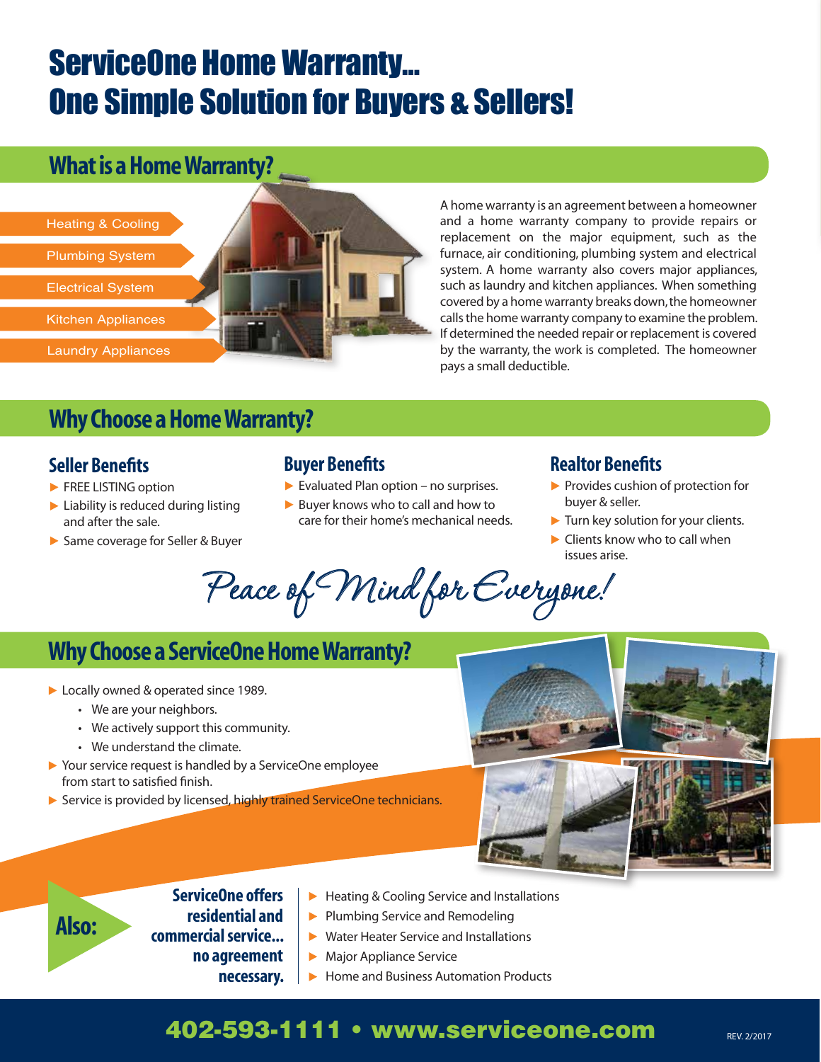# ServiceOne Home Warranty... One Simple Solution for Buyers & Sellers!

## What is a Home Warranty?

- Heating & Cooling
- Plumbing System
- Electrical System
- Kitchen Appliances
- Laundry Appliances

A home warranty is an agreement between a homeowner and a home warranty company to provide repairs or replacement on the major equipment, such as the furnace, air conditioning, plumbing system and electrical system. A home warranty also covers major appliances, such as laundry and kitchen appliances. When something covered by a home warranty breaks down, the homeowner calls the home warranty company to examine the problem. If determined the needed repair or replacement is covered by the warranty, the work is completed. The homeowner pays a small deductible.

## Why Choose a Home Warranty?

### Seller Benefits

- FREE LISTING option
- Liability is reduced during listing and after the sale.
- Same coverage for Seller & Buyer

### Buyer Benefits

- Evaluated Plan option – no surprises.
- Buyer knows who to call and how to care for their home's mechanical needs.

### Realtor Benefits

- Provides cushion of protection for buyer & seller.
- Turn key solution for your clients.
- Clients know who to call when issues arise.

*Peace of Mind for Everyone!*

## Why Choose a ServiceOne Home Warranty?

- Locally owned & operated since 1989.
  - We are your neighbors.
  - We actively support this community.
  - We understand the climate.
- Your service request is handled by a ServiceOne employee from start to satisfied finish.
- Service is provided by licensed, highly trained ServiceOne technicians.

**Also:**

**ServiceOne offers residential and commercial service... no agreement necessary.**

- Heating & Cooling Service and Installations
- Plumbing Service and Remodeling
- Water Heater Service and Installations
- Major Appliance Service
- Home and Business Automation Products

**402-593-1111 • www.serviceone.com**

REV. 2/2017